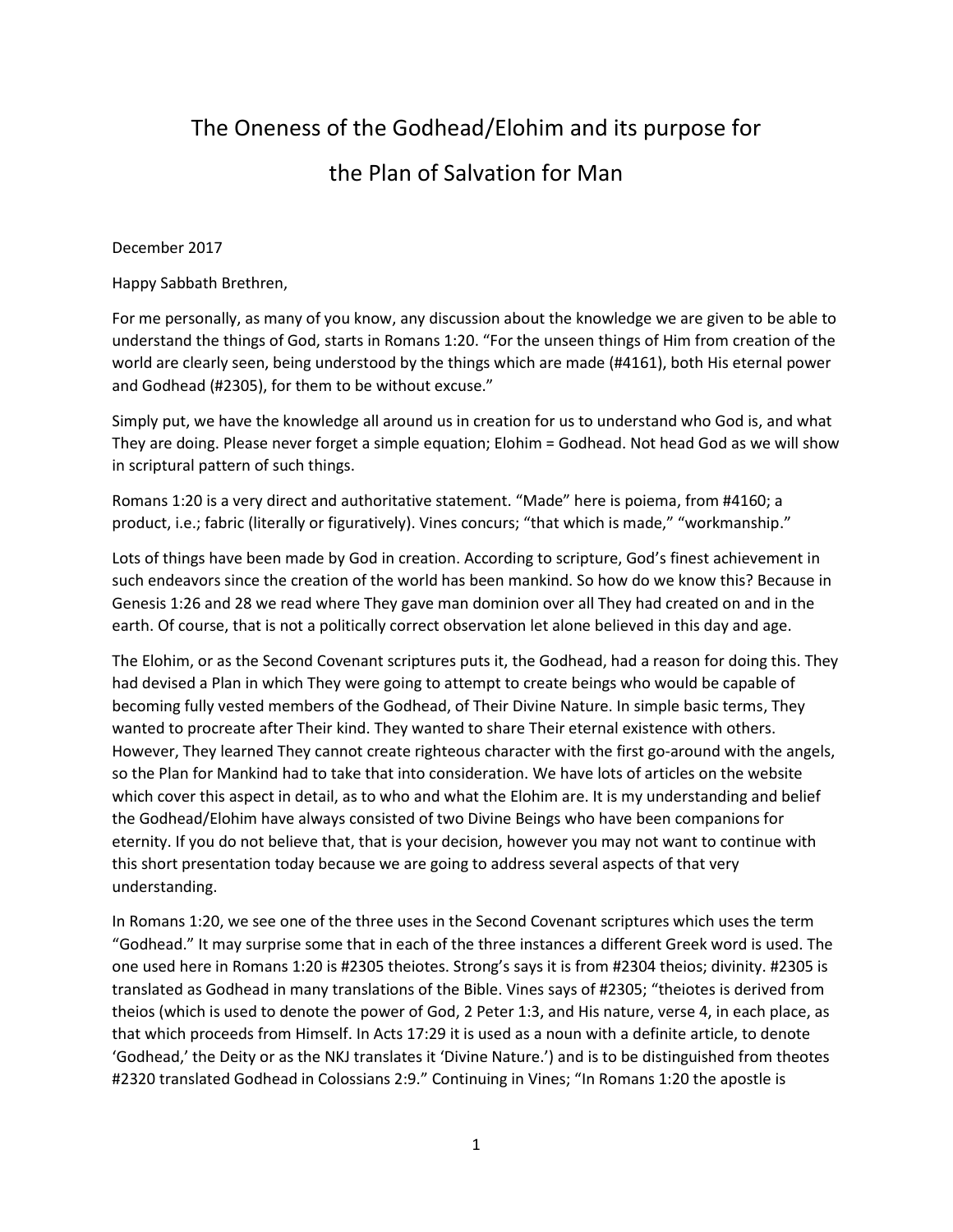# The Oneness of the Godhead/Elohim and its purpose for the Plan of Salvation for Man

December 2017

Happy Sabbath Brethren,

For me personally, as many of you know, any discussion about the knowledge we are given to be able to understand the things of God, starts in Romans 1:20. "For the unseen things of Him from creation of the world are clearly seen, being understood by the things which are made (#4161), both His eternal power and Godhead (#2305), for them to be without excuse."

Simply put, we have the knowledge all around us in creation for us to understand who God is, and what They are doing. Please never forget a simple equation; Elohim = Godhead. Not head God as we will show in scriptural pattern of such things.

Romans 1:20 is a very direct and authoritative statement. "Made" here is poiema, from #4160; a product, i.e.; fabric (literally or figuratively). Vines concurs; "that which is made," "workmanship."

Lots of things have been made by God in creation. According to scripture, God's finest achievement in such endeavors since the creation of the world has been mankind. So how do we know this? Because in Genesis 1:26 and 28 we read where They gave man dominion over all They had created on and in the earth. Of course, that is not a politically correct observation let alone believed in this day and age.

The Elohim, or as the Second Covenant scriptures puts it, the Godhead, had a reason for doing this. They had devised a Plan in which They were going to attempt to create beings who would be capable of becoming fully vested members of the Godhead, of Their Divine Nature. In simple basic terms, They wanted to procreate after Their kind. They wanted to share Their eternal existence with others. However, They learned They cannot create righteous character with the first go-around with the angels, so the Plan for Mankind had to take that into consideration. We have lots of articles on the website which cover this aspect in detail, as to who and what the Elohim are. It is my understanding and belief the Godhead/Elohim have always consisted of two Divine Beings who have been companions for eternity. If you do not believe that, that is your decision, however you may not want to continue with this short presentation today because we are going to address several aspects of that very understanding.

In Romans 1:20, we see one of the three uses in the Second Covenant scriptures which uses the term "Godhead." It may surprise some that in each of the three instances a different Greek word is used. The one used here in Romans 1:20 is #2305 theiotes. Strong's says it is from #2304 theios; divinity. #2305 is translated as Godhead in many translations of the Bible. Vines says of #2305; "theiotes is derived from theios (which is used to denote the power of God, 2 Peter 1:3, and His nature, verse 4, in each place, as that which proceeds from Himself. In Acts 17:29 it is used as a noun with a definite article, to denote 'Godhead,' the Deity or as the NKJ translates it 'Divine Nature.') and is to be distinguished from theotes #2320 translated Godhead in Colossians 2:9." Continuing in Vines; "In Romans 1:20 the apostle is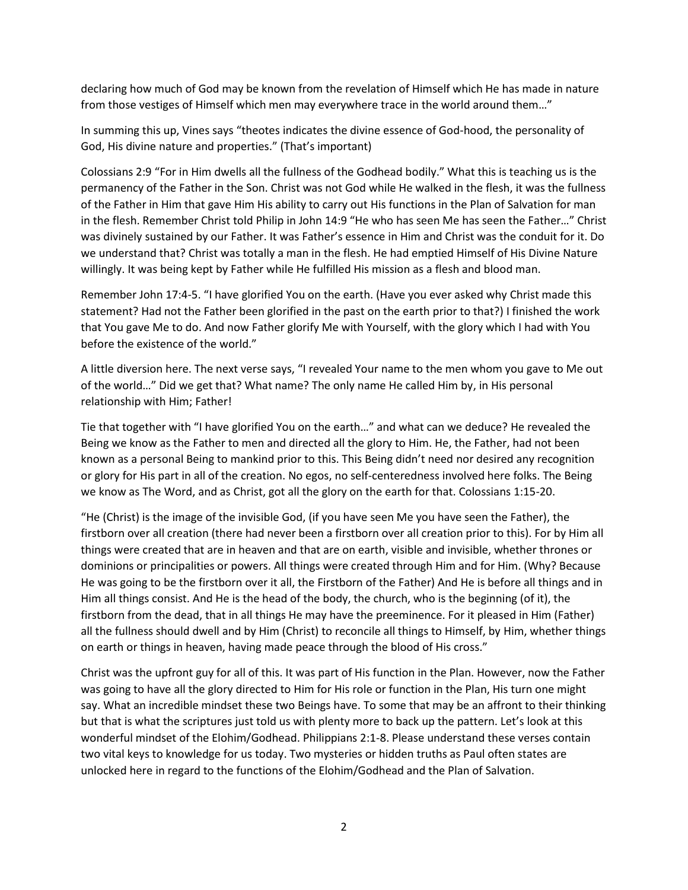declaring how much of God may be known from the revelation of Himself which He has made in nature from those vestiges of Himself which men may everywhere trace in the world around them…"

In summing this up, Vines says "theotes indicates the divine essence of God-hood, the personality of God, His divine nature and properties." (That's important)

Colossians 2:9 "For in Him dwells all the fullness of the Godhead bodily." What this is teaching us is the permanency of the Father in the Son. Christ was not God while He walked in the flesh, it was the fullness of the Father in Him that gave Him His ability to carry out His functions in the Plan of Salvation for man in the flesh. Remember Christ told Philip in John 14:9 "He who has seen Me has seen the Father…" Christ was divinely sustained by our Father. It was Father's essence in Him and Christ was the conduit for it. Do we understand that? Christ was totally a man in the flesh. He had emptied Himself of His Divine Nature willingly. It was being kept by Father while He fulfilled His mission as a flesh and blood man.

Remember John 17:4-5. "I have glorified You on the earth. (Have you ever asked why Christ made this statement? Had not the Father been glorified in the past on the earth prior to that?) I finished the work that You gave Me to do. And now Father glorify Me with Yourself, with the glory which I had with You before the existence of the world."

A little diversion here. The next verse says, "I revealed Your name to the men whom you gave to Me out of the world…" Did we get that? What name? The only name He called Him by, in His personal relationship with Him; Father!

Tie that together with "I have glorified You on the earth…" and what can we deduce? He revealed the Being we know as the Father to men and directed all the glory to Him. He, the Father, had not been known as a personal Being to mankind prior to this. This Being didn't need nor desired any recognition or glory for His part in all of the creation. No egos, no self-centeredness involved here folks. The Being we know as The Word, and as Christ, got all the glory on the earth for that. Colossians 1:15-20.

"He (Christ) is the image of the invisible God, (if you have seen Me you have seen the Father), the firstborn over all creation (there had never been a firstborn over all creation prior to this). For by Him all things were created that are in heaven and that are on earth, visible and invisible, whether thrones or dominions or principalities or powers. All things were created through Him and for Him. (Why? Because He was going to be the firstborn over it all, the Firstborn of the Father) And He is before all things and in Him all things consist. And He is the head of the body, the church, who is the beginning (of it), the firstborn from the dead, that in all things He may have the preeminence. For it pleased in Him (Father) all the fullness should dwell and by Him (Christ) to reconcile all things to Himself, by Him, whether things on earth or things in heaven, having made peace through the blood of His cross."

Christ was the upfront guy for all of this. It was part of His function in the Plan. However, now the Father was going to have all the glory directed to Him for His role or function in the Plan, His turn one might say. What an incredible mindset these two Beings have. To some that may be an affront to their thinking but that is what the scriptures just told us with plenty more to back up the pattern. Let's look at this wonderful mindset of the Elohim/Godhead. Philippians 2:1-8. Please understand these verses contain two vital keys to knowledge for us today. Two mysteries or hidden truths as Paul often states are unlocked here in regard to the functions of the Elohim/Godhead and the Plan of Salvation.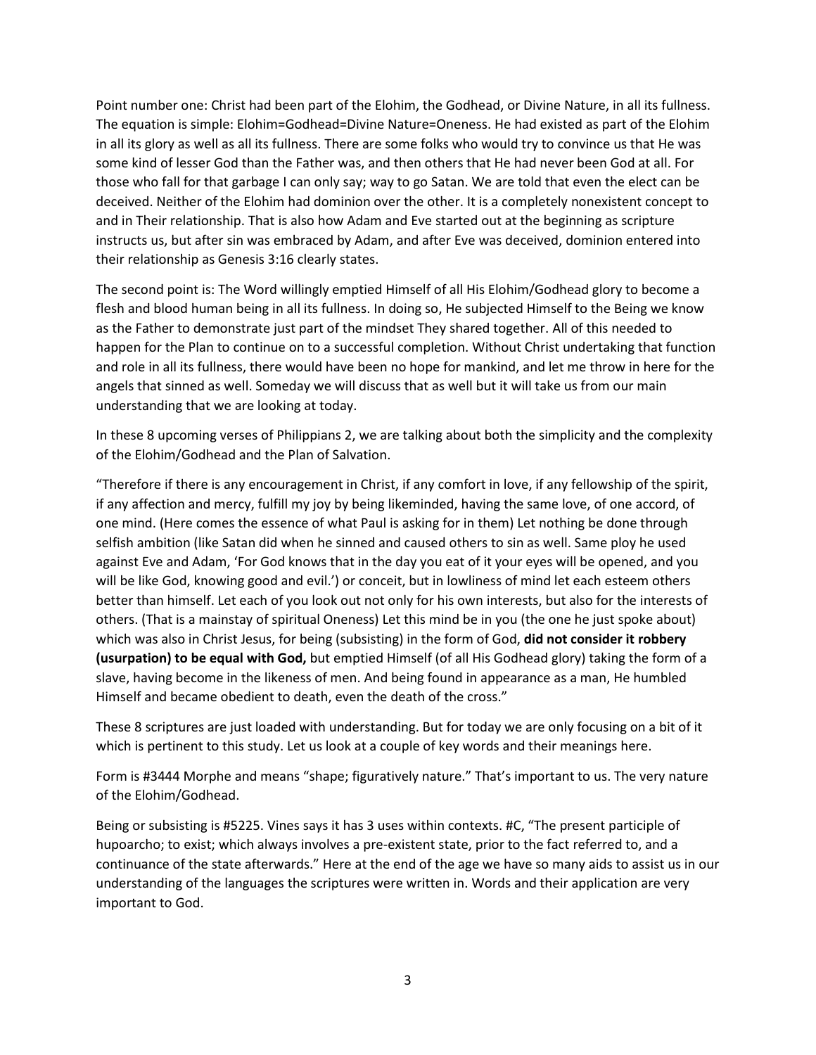Point number one: Christ had been part of the Elohim, the Godhead, or Divine Nature, in all its fullness. The equation is simple: Elohim=Godhead=Divine Nature=Oneness. He had existed as part of the Elohim in all its glory as well as all its fullness. There are some folks who would try to convince us that He was some kind of lesser God than the Father was, and then others that He had never been God at all. For those who fall for that garbage I can only say; way to go Satan. We are told that even the elect can be deceived. Neither of the Elohim had dominion over the other. It is a completely nonexistent concept to and in Their relationship. That is also how Adam and Eve started out at the beginning as scripture instructs us, but after sin was embraced by Adam, and after Eve was deceived, dominion entered into their relationship as Genesis 3:16 clearly states.

The second point is: The Word willingly emptied Himself of all His Elohim/Godhead glory to become a flesh and blood human being in all its fullness. In doing so, He subjected Himself to the Being we know as the Father to demonstrate just part of the mindset They shared together. All of this needed to happen for the Plan to continue on to a successful completion. Without Christ undertaking that function and role in all its fullness, there would have been no hope for mankind, and let me throw in here for the angels that sinned as well. Someday we will discuss that as well but it will take us from our main understanding that we are looking at today.

In these 8 upcoming verses of Philippians 2, we are talking about both the simplicity and the complexity of the Elohim/Godhead and the Plan of Salvation.

"Therefore if there is any encouragement in Christ, if any comfort in love, if any fellowship of the spirit, if any affection and mercy, fulfill my joy by being likeminded, having the same love, of one accord, of one mind. (Here comes the essence of what Paul is asking for in them) Let nothing be done through selfish ambition (like Satan did when he sinned and caused others to sin as well. Same ploy he used against Eve and Adam, 'For God knows that in the day you eat of it your eyes will be opened, and you will be like God, knowing good and evil.') or conceit, but in lowliness of mind let each esteem others better than himself. Let each of you look out not only for his own interests, but also for the interests of others. (That is a mainstay of spiritual Oneness) Let this mind be in you (the one he just spoke about) which was also in Christ Jesus, for being (subsisting) in the form of God, **did not consider it robbery (usurpation) to be equal with God,** but emptied Himself (of all His Godhead glory) taking the form of a slave, having become in the likeness of men. And being found in appearance as a man, He humbled Himself and became obedient to death, even the death of the cross."

These 8 scriptures are just loaded with understanding. But for today we are only focusing on a bit of it which is pertinent to this study. Let us look at a couple of key words and their meanings here.

Form is #3444 Morphe and means "shape; figuratively nature." That's important to us. The very nature of the Elohim/Godhead.

Being or subsisting is #5225. Vines says it has 3 uses within contexts. #C, "The present participle of hupoarcho; to exist; which always involves a pre-existent state, prior to the fact referred to, and a continuance of the state afterwards." Here at the end of the age we have so many aids to assist us in our understanding of the languages the scriptures were written in. Words and their application are very important to God.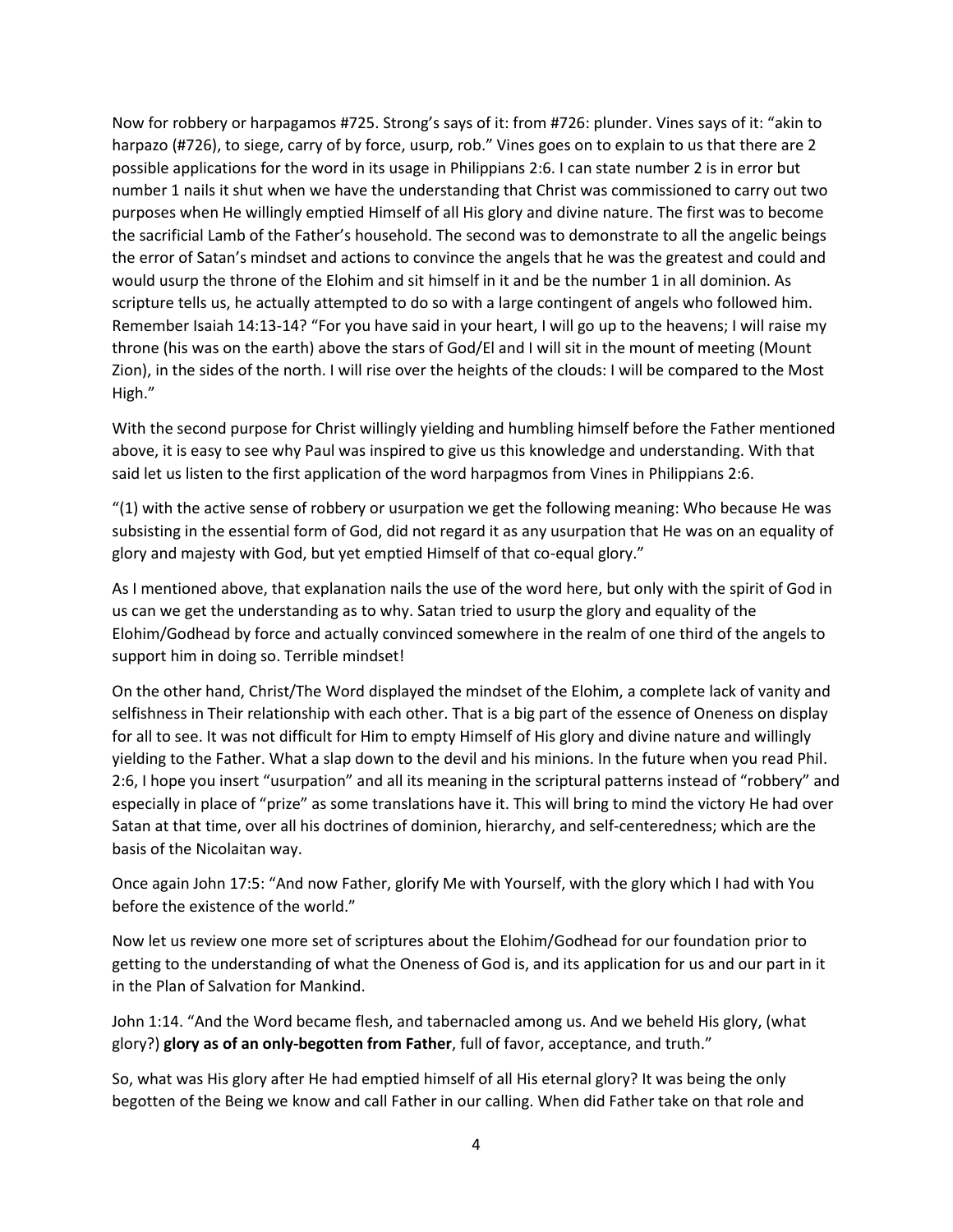Now for robbery or harpagamos #725. Strong's says of it: from #726: plunder. Vines says of it: "akin to harpazo (#726), to siege, carry of by force, usurp, rob." Vines goes on to explain to us that there are 2 possible applications for the word in its usage in Philippians 2:6. I can state number 2 is in error but number 1 nails it shut when we have the understanding that Christ was commissioned to carry out two purposes when He willingly emptied Himself of all His glory and divine nature. The first was to become the sacrificial Lamb of the Father's household. The second was to demonstrate to all the angelic beings the error of Satan's mindset and actions to convince the angels that he was the greatest and could and would usurp the throne of the Elohim and sit himself in it and be the number 1 in all dominion. As scripture tells us, he actually attempted to do so with a large contingent of angels who followed him. Remember Isaiah 14:13-14? "For you have said in your heart, I will go up to the heavens; I will raise my throne (his was on the earth) above the stars of God/El and I will sit in the mount of meeting (Mount Zion), in the sides of the north. I will rise over the heights of the clouds: I will be compared to the Most High."

With the second purpose for Christ willingly yielding and humbling himself before the Father mentioned above, it is easy to see why Paul was inspired to give us this knowledge and understanding. With that said let us listen to the first application of the word harpagmos from Vines in Philippians 2:6.

"(1) with the active sense of robbery or usurpation we get the following meaning: Who because He was subsisting in the essential form of God, did not regard it as any usurpation that He was on an equality of glory and majesty with God, but yet emptied Himself of that co-equal glory."

As I mentioned above, that explanation nails the use of the word here, but only with the spirit of God in us can we get the understanding as to why. Satan tried to usurp the glory and equality of the Elohim/Godhead by force and actually convinced somewhere in the realm of one third of the angels to support him in doing so. Terrible mindset!

On the other hand, Christ/The Word displayed the mindset of the Elohim, a complete lack of vanity and selfishness in Their relationship with each other. That is a big part of the essence of Oneness on display for all to see. It was not difficult for Him to empty Himself of His glory and divine nature and willingly yielding to the Father. What a slap down to the devil and his minions. In the future when you read Phil. 2:6, I hope you insert "usurpation" and all its meaning in the scriptural patterns instead of "robbery" and especially in place of "prize" as some translations have it. This will bring to mind the victory He had over Satan at that time, over all his doctrines of dominion, hierarchy, and self-centeredness; which are the basis of the Nicolaitan way.

Once again John 17:5: "And now Father, glorify Me with Yourself, with the glory which I had with You before the existence of the world."

Now let us review one more set of scriptures about the Elohim/Godhead for our foundation prior to getting to the understanding of what the Oneness of God is, and its application for us and our part in it in the Plan of Salvation for Mankind.

John 1:14. "And the Word became flesh, and tabernacled among us. And we beheld His glory, (what glory?) **glory as of an only-begotten from Father**, full of favor, acceptance, and truth."

So, what was His glory after He had emptied himself of all His eternal glory? It was being the only begotten of the Being we know and call Father in our calling. When did Father take on that role and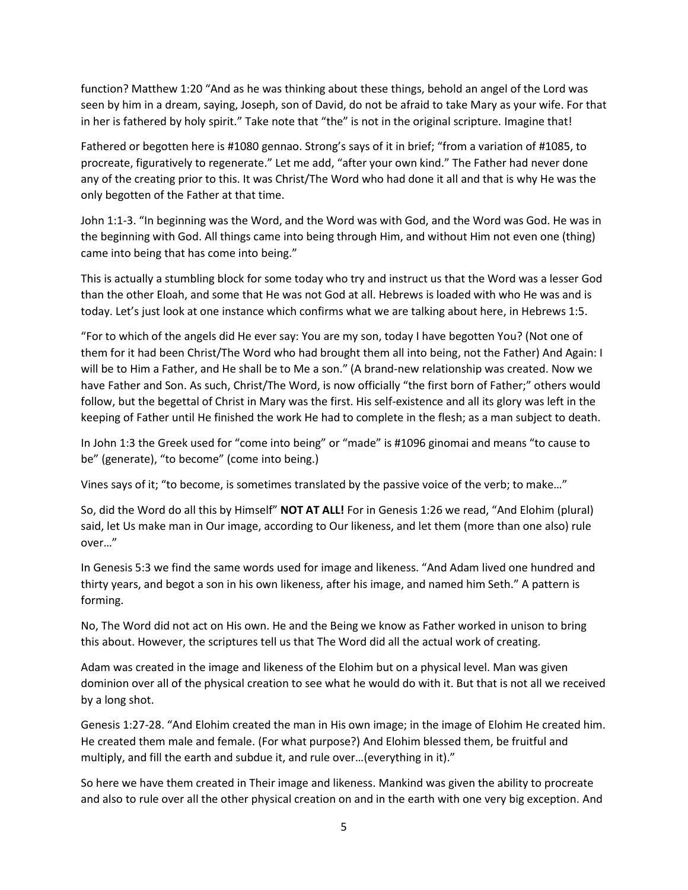function? Matthew 1:20 "And as he was thinking about these things, behold an angel of the Lord was seen by him in a dream, saying, Joseph, son of David, do not be afraid to take Mary as your wife. For that in her is fathered by holy spirit." Take note that "the" is not in the original scripture. Imagine that!

Fathered or begotten here is #1080 gennao. Strong's says of it in brief; "from a variation of #1085, to procreate, figuratively to regenerate." Let me add, "after your own kind." The Father had never done any of the creating prior to this. It was Christ/The Word who had done it all and that is why He was the only begotten of the Father at that time.

John 1:1-3. "In beginning was the Word, and the Word was with God, and the Word was God. He was in the beginning with God. All things came into being through Him, and without Him not even one (thing) came into being that has come into being."

This is actually a stumbling block for some today who try and instruct us that the Word was a lesser God than the other Eloah, and some that He was not God at all. Hebrews is loaded with who He was and is today. Let's just look at one instance which confirms what we are talking about here, in Hebrews 1:5.

"For to which of the angels did He ever say: You are my son, today I have begotten You? (Not one of them for it had been Christ/The Word who had brought them all into being, not the Father) And Again: I will be to Him a Father, and He shall be to Me a son." (A brand-new relationship was created. Now we have Father and Son. As such, Christ/The Word, is now officially "the first born of Father;" others would follow, but the begettal of Christ in Mary was the first. His self-existence and all its glory was left in the keeping of Father until He finished the work He had to complete in the flesh; as a man subject to death.

In John 1:3 the Greek used for "come into being" or "made" is #1096 ginomai and means "to cause to be" (generate), "to become" (come into being.)

Vines says of it; "to become, is sometimes translated by the passive voice of the verb; to make…"

So, did the Word do all this by Himself" **NOT AT ALL!** For in Genesis 1:26 we read, "And Elohim (plural) said, let Us make man in Our image, according to Our likeness, and let them (more than one also) rule over…"

In Genesis 5:3 we find the same words used for image and likeness. "And Adam lived one hundred and thirty years, and begot a son in his own likeness, after his image, and named him Seth." A pattern is forming.

No, The Word did not act on His own. He and the Being we know as Father worked in unison to bring this about. However, the scriptures tell us that The Word did all the actual work of creating.

Adam was created in the image and likeness of the Elohim but on a physical level. Man was given dominion over all of the physical creation to see what he would do with it. But that is not all we received by a long shot.

Genesis 1:27-28. "And Elohim created the man in His own image; in the image of Elohim He created him. He created them male and female. (For what purpose?) And Elohim blessed them, be fruitful and multiply, and fill the earth and subdue it, and rule over…(everything in it)."

So here we have them created in Their image and likeness. Mankind was given the ability to procreate and also to rule over all the other physical creation on and in the earth with one very big exception. And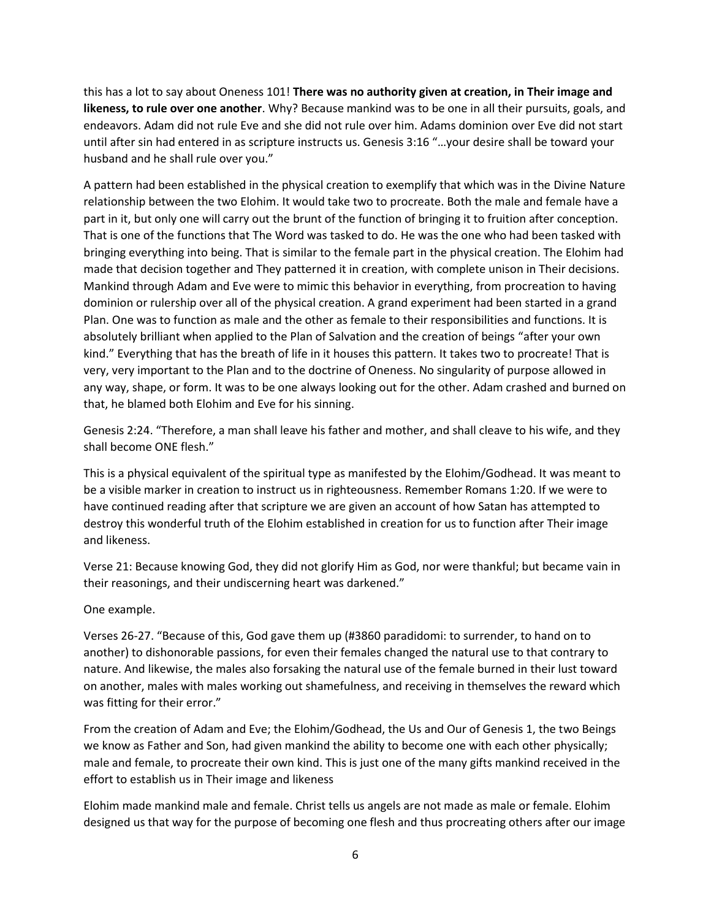this has a lot to say about Oneness 101! **There was no authority given at creation, in Their image and likeness, to rule over one another**. Why? Because mankind was to be one in all their pursuits, goals, and endeavors. Adam did not rule Eve and she did not rule over him. Adams dominion over Eve did not start until after sin had entered in as scripture instructs us. Genesis 3:16 "…your desire shall be toward your husband and he shall rule over you."

A pattern had been established in the physical creation to exemplify that which was in the Divine Nature relationship between the two Elohim. It would take two to procreate. Both the male and female have a part in it, but only one will carry out the brunt of the function of bringing it to fruition after conception. That is one of the functions that The Word was tasked to do. He was the one who had been tasked with bringing everything into being. That is similar to the female part in the physical creation. The Elohim had made that decision together and They patterned it in creation, with complete unison in Their decisions. Mankind through Adam and Eve were to mimic this behavior in everything, from procreation to having dominion or rulership over all of the physical creation. A grand experiment had been started in a grand Plan. One was to function as male and the other as female to their responsibilities and functions. It is absolutely brilliant when applied to the Plan of Salvation and the creation of beings "after your own kind." Everything that has the breath of life in it houses this pattern. It takes two to procreate! That is very, very important to the Plan and to the doctrine of Oneness. No singularity of purpose allowed in any way, shape, or form. It was to be one always looking out for the other. Adam crashed and burned on that, he blamed both Elohim and Eve for his sinning.

Genesis 2:24. "Therefore, a man shall leave his father and mother, and shall cleave to his wife, and they shall become ONE flesh."

This is a physical equivalent of the spiritual type as manifested by the Elohim/Godhead. It was meant to be a visible marker in creation to instruct us in righteousness. Remember Romans 1:20. If we were to have continued reading after that scripture we are given an account of how Satan has attempted to destroy this wonderful truth of the Elohim established in creation for us to function after Their image and likeness.

Verse 21: Because knowing God, they did not glorify Him as God, nor were thankful; but became vain in their reasonings, and their undiscerning heart was darkened."

One example.

Verses 26-27. "Because of this, God gave them up (#3860 paradidomi: to surrender, to hand on to another) to dishonorable passions, for even their females changed the natural use to that contrary to nature. And likewise, the males also forsaking the natural use of the female burned in their lust toward on another, males with males working out shamefulness, and receiving in themselves the reward which was fitting for their error."

From the creation of Adam and Eve; the Elohim/Godhead, the Us and Our of Genesis 1, the two Beings we know as Father and Son, had given mankind the ability to become one with each other physically; male and female, to procreate their own kind. This is just one of the many gifts mankind received in the effort to establish us in Their image and likeness

Elohim made mankind male and female. Christ tells us angels are not made as male or female. Elohim designed us that way for the purpose of becoming one flesh and thus procreating others after our image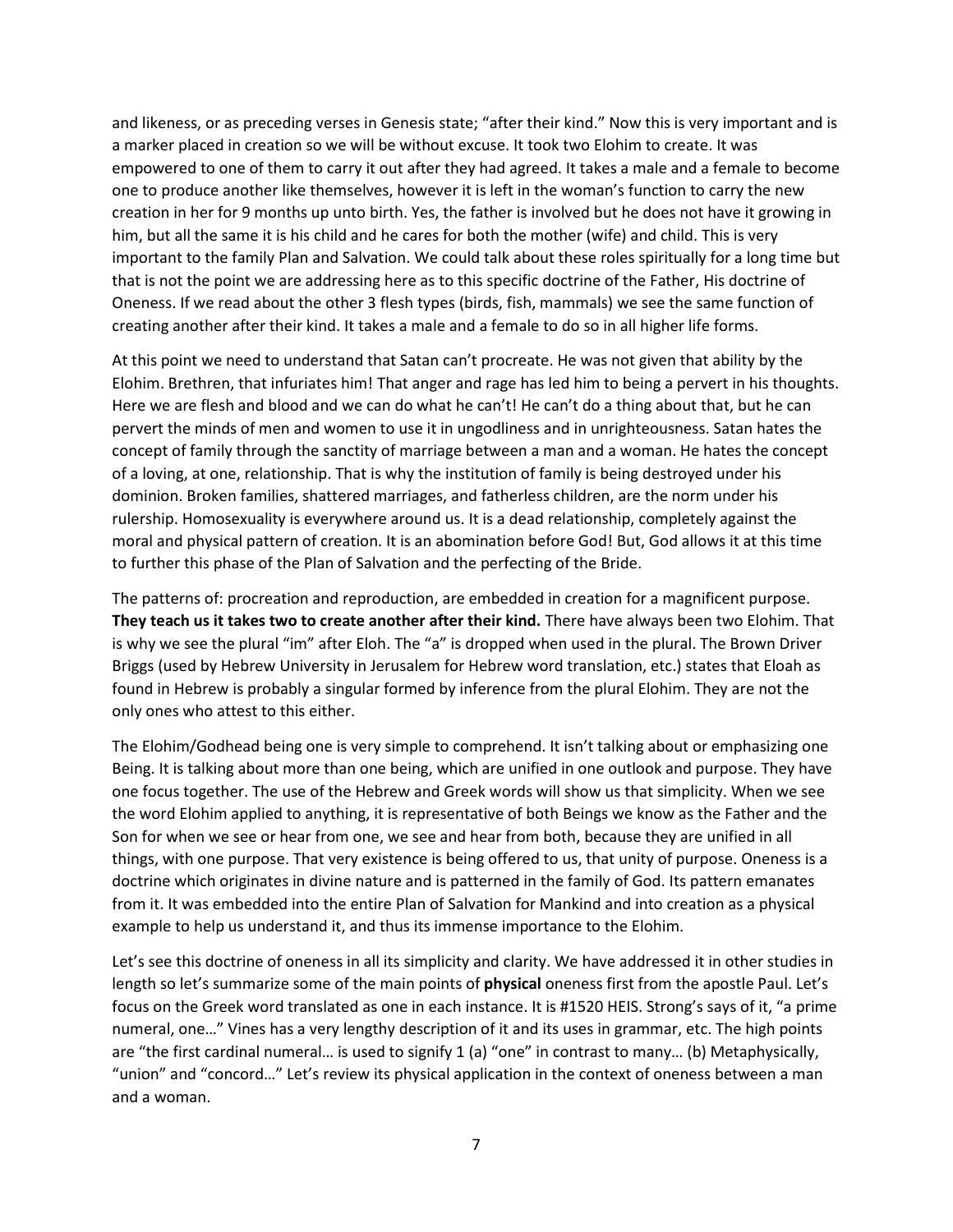and likeness, or as preceding verses in Genesis state; "after their kind." Now this is very important and is a marker placed in creation so we will be without excuse. It took two Elohim to create. It was empowered to one of them to carry it out after they had agreed. It takes a male and a female to become one to produce another like themselves, however it is left in the woman's function to carry the new creation in her for 9 months up unto birth. Yes, the father is involved but he does not have it growing in him, but all the same it is his child and he cares for both the mother (wife) and child. This is very important to the family Plan and Salvation. We could talk about these roles spiritually for a long time but that is not the point we are addressing here as to this specific doctrine of the Father, His doctrine of Oneness. If we read about the other 3 flesh types (birds, fish, mammals) we see the same function of creating another after their kind. It takes a male and a female to do so in all higher life forms.

At this point we need to understand that Satan can't procreate. He was not given that ability by the Elohim. Brethren, that infuriates him! That anger and rage has led him to being a pervert in his thoughts. Here we are flesh and blood and we can do what he can't! He can't do a thing about that, but he can pervert the minds of men and women to use it in ungodliness and in unrighteousness. Satan hates the concept of family through the sanctity of marriage between a man and a woman. He hates the concept of a loving, at one, relationship. That is why the institution of family is being destroyed under his dominion. Broken families, shattered marriages, and fatherless children, are the norm under his rulership. Homosexuality is everywhere around us. It is a dead relationship, completely against the moral and physical pattern of creation. It is an abomination before God! But, God allows it at this time to further this phase of the Plan of Salvation and the perfecting of the Bride.

The patterns of: procreation and reproduction, are embedded in creation for a magnificent purpose. **They teach us it takes two to create another after their kind.** There have always been two Elohim. That is why we see the plural "im" after Eloh. The "a" is dropped when used in the plural. The Brown Driver Briggs (used by Hebrew University in Jerusalem for Hebrew word translation, etc.) states that Eloah as found in Hebrew is probably a singular formed by inference from the plural Elohim. They are not the only ones who attest to this either.

The Elohim/Godhead being one is very simple to comprehend. It isn't talking about or emphasizing one Being. It is talking about more than one being, which are unified in one outlook and purpose. They have one focus together. The use of the Hebrew and Greek words will show us that simplicity. When we see the word Elohim applied to anything, it is representative of both Beings we know as the Father and the Son for when we see or hear from one, we see and hear from both, because they are unified in all things, with one purpose. That very existence is being offered to us, that unity of purpose. Oneness is a doctrine which originates in divine nature and is patterned in the family of God. Its pattern emanates from it. It was embedded into the entire Plan of Salvation for Mankind and into creation as a physical example to help us understand it, and thus its immense importance to the Elohim.

Let's see this doctrine of oneness in all its simplicity and clarity. We have addressed it in other studies in length so let's summarize some of the main points of **physical** oneness first from the apostle Paul. Let's focus on the Greek word translated as one in each instance. It is #1520 HEIS. Strong's says of it, "a prime numeral, one…" Vines has a very lengthy description of it and its uses in grammar, etc. The high points are "the first cardinal numeral… is used to signify 1 (a) "one" in contrast to many… (b) Metaphysically, "union" and "concord…" Let's review its physical application in the context of oneness between a man and a woman.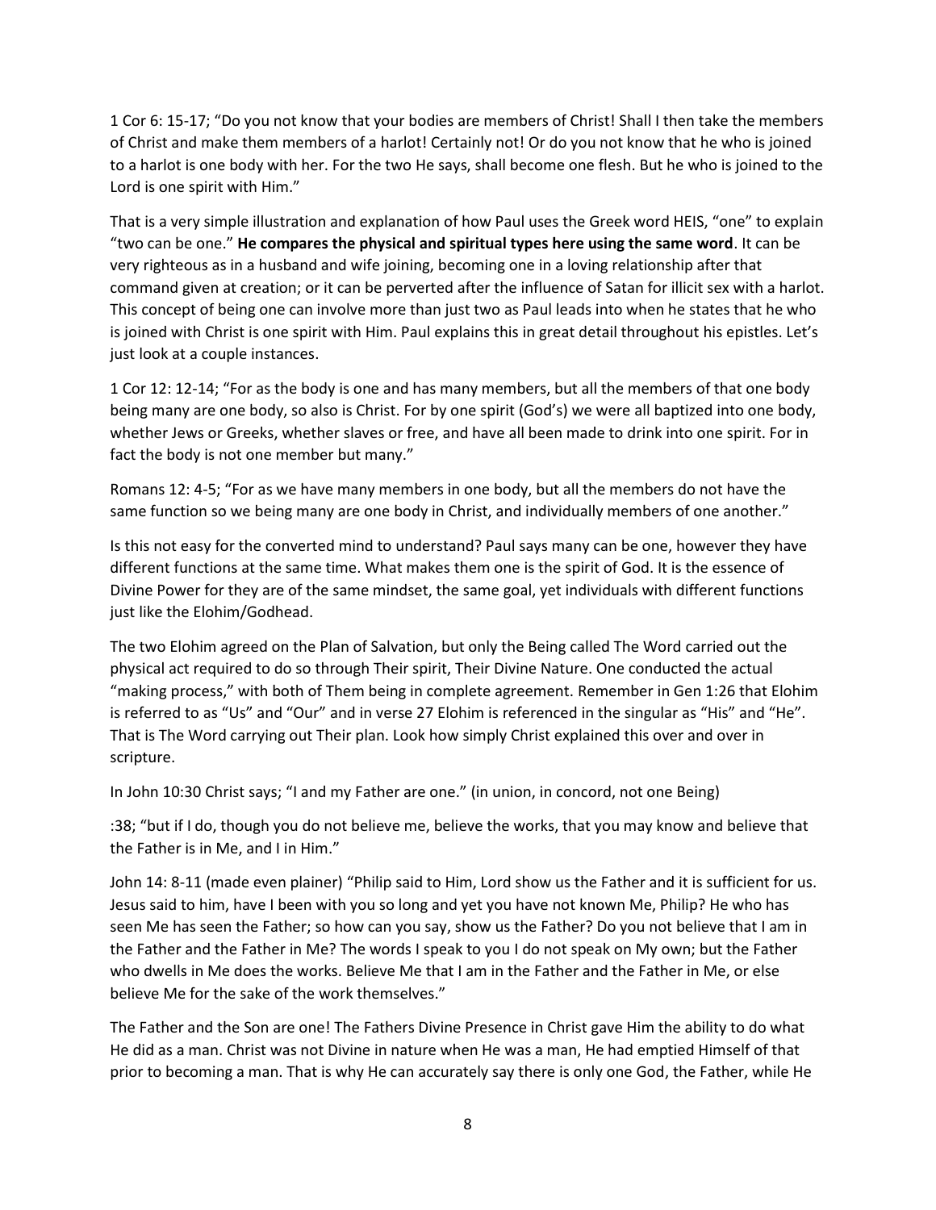1 Cor 6: 15-17; "Do you not know that your bodies are members of Christ! Shall I then take the members of Christ and make them members of a harlot! Certainly not! Or do you not know that he who is joined to a harlot is one body with her. For the two He says, shall become one flesh. But he who is joined to the Lord is one spirit with Him."

That is a very simple illustration and explanation of how Paul uses the Greek word HEIS, "one" to explain "two can be one." **He compares the physical and spiritual types here using the same word**. It can be very righteous as in a husband and wife joining, becoming one in a loving relationship after that command given at creation; or it can be perverted after the influence of Satan for illicit sex with a harlot. This concept of being one can involve more than just two as Paul leads into when he states that he who is joined with Christ is one spirit with Him. Paul explains this in great detail throughout his epistles. Let's just look at a couple instances.

1 Cor 12: 12-14; "For as the body is one and has many members, but all the members of that one body being many are one body, so also is Christ. For by one spirit (God's) we were all baptized into one body, whether Jews or Greeks, whether slaves or free, and have all been made to drink into one spirit. For in fact the body is not one member but many."

Romans 12: 4-5; "For as we have many members in one body, but all the members do not have the same function so we being many are one body in Christ, and individually members of one another."

Is this not easy for the converted mind to understand? Paul says many can be one, however they have different functions at the same time. What makes them one is the spirit of God. It is the essence of Divine Power for they are of the same mindset, the same goal, yet individuals with different functions just like the Elohim/Godhead.

The two Elohim agreed on the Plan of Salvation, but only the Being called The Word carried out the physical act required to do so through Their spirit, Their Divine Nature. One conducted the actual "making process," with both of Them being in complete agreement. Remember in Gen 1:26 that Elohim is referred to as "Us" and "Our" and in verse 27 Elohim is referenced in the singular as "His" and "He". That is The Word carrying out Their plan. Look how simply Christ explained this over and over in scripture.

In John 10:30 Christ says; "I and my Father are one." (in union, in concord, not one Being)

:38; "but if I do, though you do not believe me, believe the works, that you may know and believe that the Father is in Me, and I in Him."

John 14: 8-11 (made even plainer) "Philip said to Him, Lord show us the Father and it is sufficient for us. Jesus said to him, have I been with you so long and yet you have not known Me, Philip? He who has seen Me has seen the Father; so how can you say, show us the Father? Do you not believe that I am in the Father and the Father in Me? The words I speak to you I do not speak on My own; but the Father who dwells in Me does the works. Believe Me that I am in the Father and the Father in Me, or else believe Me for the sake of the work themselves."

The Father and the Son are one! The Fathers Divine Presence in Christ gave Him the ability to do what He did as a man. Christ was not Divine in nature when He was a man, He had emptied Himself of that prior to becoming a man. That is why He can accurately say there is only one God, the Father, while He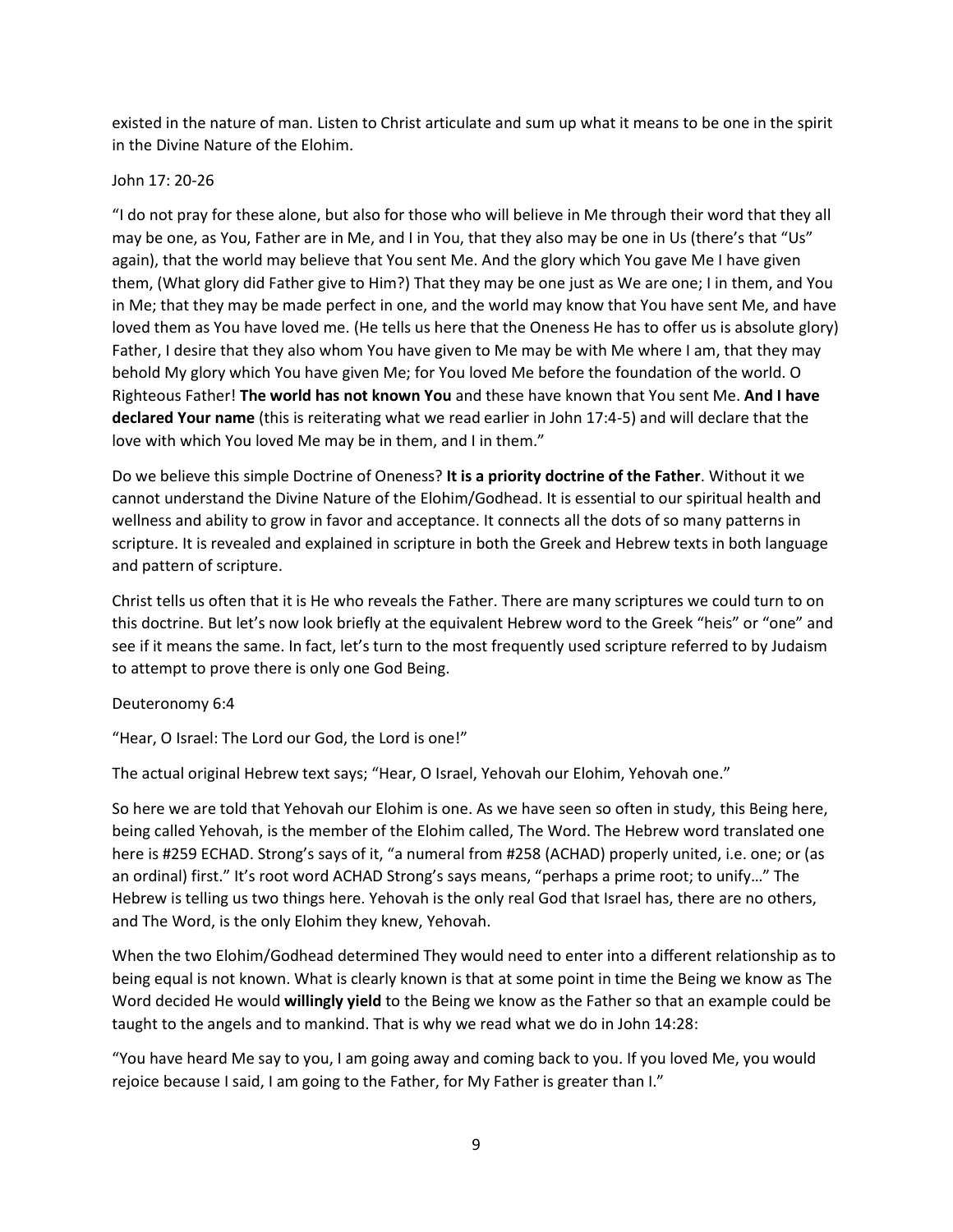existed in the nature of man. Listen to Christ articulate and sum up what it means to be one in the spirit in the Divine Nature of the Elohim.

John 17: 20-26

"I do not pray for these alone, but also for those who will believe in Me through their word that they all may be one, as You, Father are in Me, and I in You, that they also may be one in Us (there's that "Us" again), that the world may believe that You sent Me. And the glory which You gave Me I have given them, (What glory did Father give to Him?) That they may be one just as We are one; I in them, and You in Me; that they may be made perfect in one, and the world may know that You have sent Me, and have loved them as You have loved me. (He tells us here that the Oneness He has to offer us is absolute glory) Father, I desire that they also whom You have given to Me may be with Me where I am, that they may behold My glory which You have given Me; for You loved Me before the foundation of the world. O Righteous Father! **The world has not known You** and these have known that You sent Me. **And I have declared Your name** (this is reiterating what we read earlier in John 17:4-5) and will declare that the love with which You loved Me may be in them, and I in them."

Do we believe this simple Doctrine of Oneness? **It is a priority doctrine of the Father**. Without it we cannot understand the Divine Nature of the Elohim/Godhead. It is essential to our spiritual health and wellness and ability to grow in favor and acceptance. It connects all the dots of so many patterns in scripture. It is revealed and explained in scripture in both the Greek and Hebrew texts in both language and pattern of scripture.

Christ tells us often that it is He who reveals the Father. There are many scriptures we could turn to on this doctrine. But let's now look briefly at the equivalent Hebrew word to the Greek "heis" or "one" and see if it means the same. In fact, let's turn to the most frequently used scripture referred to by Judaism to attempt to prove there is only one God Being.

Deuteronomy 6:4

"Hear, O Israel: The Lord our God, the Lord is one!"

The actual original Hebrew text says; "Hear, O Israel, Yehovah our Elohim, Yehovah one."

So here we are told that Yehovah our Elohim is one. As we have seen so often in study, this Being here, being called Yehovah, is the member of the Elohim called, The Word. The Hebrew word translated one here is #259 ECHAD. Strong's says of it, "a numeral from #258 (ACHAD) properly united, i.e. one; or (as an ordinal) first." It's root word ACHAD Strong's says means, "perhaps a prime root; to unify…" The Hebrew is telling us two things here. Yehovah is the only real God that Israel has, there are no others, and The Word, is the only Elohim they knew, Yehovah.

When the two Elohim/Godhead determined They would need to enter into a different relationship as to being equal is not known. What is clearly known is that at some point in time the Being we know as The Word decided He would **willingly yield** to the Being we know as the Father so that an example could be taught to the angels and to mankind. That is why we read what we do in John 14:28:

"You have heard Me say to you, I am going away and coming back to you. If you loved Me, you would rejoice because I said, I am going to the Father, for My Father is greater than I."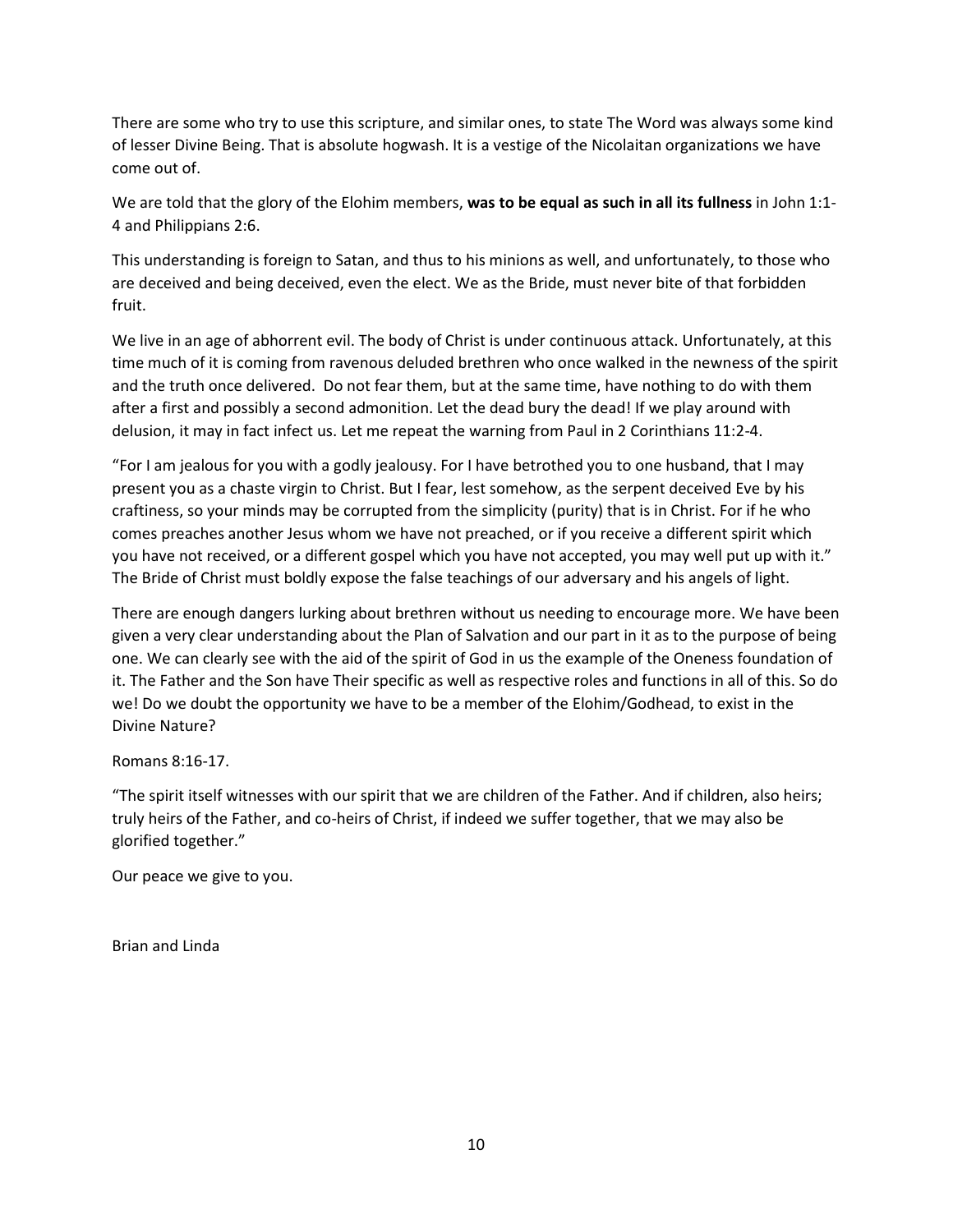There are some who try to use this scripture, and similar ones, to state The Word was always some kind of lesser Divine Being. That is absolute hogwash. It is a vestige of the Nicolaitan organizations we have come out of.

We are told that the glory of the Elohim members, **was to be equal as such in all its fullness** in John 1:1-4 and Philippians 2:6.

This understanding is foreign to Satan, and thus to his minions as well, and unfortunately, to those who are deceived and being deceived, even the elect. We as the Bride, must never bite of that forbidden fruit.

We live in an age of abhorrent evil. The body of Christ is under continuous attack. Unfortunately, at this time much of it is coming from ravenous deluded brethren who once walked in the newness of the spirit and the truth once delivered. Do not fear them, but at the same time, have nothing to do with them after a first and possibly a second admonition. Let the dead bury the dead! If we play around with delusion, it may in fact infect us. Let me repeat the warning from Paul in 2 Corinthians 11:2-4.

"For I am jealous for you with a godly jealousy. For I have betrothed you to one husband, that I may present you as a chaste virgin to Christ. But I fear, lest somehow, as the serpent deceived Eve by his craftiness, so your minds may be corrupted from the simplicity (purity) that is in Christ. For if he who comes preaches another Jesus whom we have not preached, or if you receive a different spirit which you have not received, or a different gospel which you have not accepted, you may well put up with it." The Bride of Christ must boldly expose the false teachings of our adversary and his angels of light.

There are enough dangers lurking about brethren without us needing to encourage more. We have been given a very clear understanding about the Plan of Salvation and our part in it as to the purpose of being one. We can clearly see with the aid of the spirit of God in us the example of the Oneness foundation of it. The Father and the Son have Their specific as well as respective roles and functions in all of this. So do we! Do we doubt the opportunity we have to be a member of the Elohim/Godhead, to exist in the Divine Nature?

Romans 8:16-17.

"The spirit itself witnesses with our spirit that we are children of the Father. And if children, also heirs; truly heirs of the Father, and co-heirs of Christ, if indeed we suffer together, that we may also be glorified together."

Our peace we give to you.

Brian and Linda